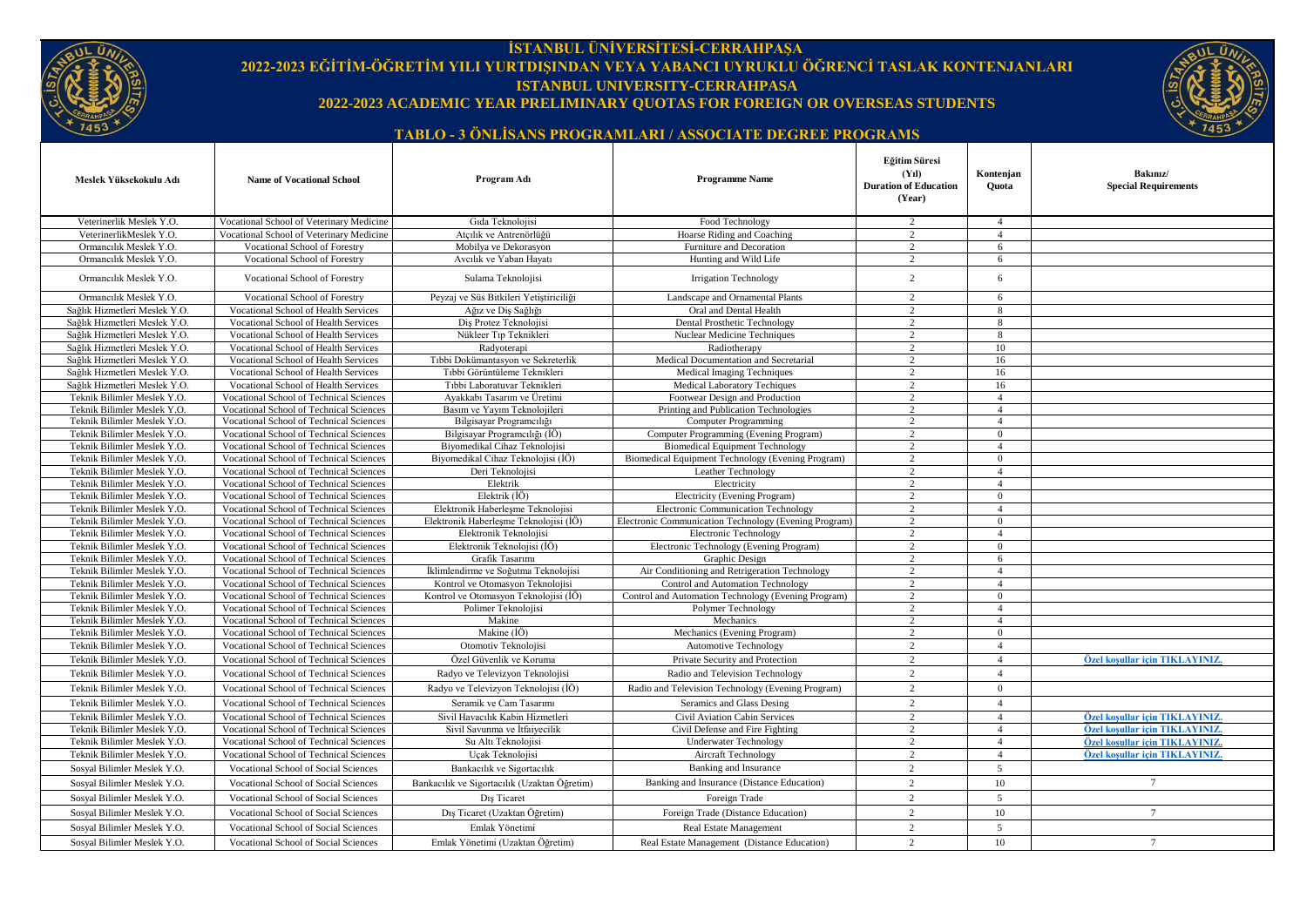# İSTANBUL ÜNİVERSİTESİ-CERRAHPAŞA
# 2022-2023 EĞİTİM-ÖĞRETİM YILI YURTDIŞINDAN VEYA YABANCI UYRUKLU ÖĞRENCİ TASLAK KONTENJANLARI
# ISTANBUL UNIVERSITY-CERRAHPASA
# 2022-2023 ACADEMIC YEAR PRELIMINARY QUOTAS FOR FOREIGN OR OVERSEAS STUDENTS

## TABLO - 3 ÖNLİSANS PROGRAMLARI / ASSOCIATE DEGREE PROGRAMS

| Meslek Yüksekokulu Adı | Name of Vocational School | Program Adı | Programme Name | Eğitim Süresi (Yıl) Duration of Education (Year) | Kontenjan Quota | Bakınız/ Special Requirements |
|---|---|---|---|---|---|---|
| Veterinerlik Meslek Y.O. | Vocational School of Veterinary Medicine | Gıda Teknolojisi | Food Technology | 2 | 4 | |
| VeterinerlikMeslek Y.O. | Vocational School of Veterinary Medicine | Atçılık ve Antrenörlüğü | Hoarse Riding and Coaching | 2 | 4 | |
| Ormancılık Meslek Y.O. | Vocational School of Forestry | Mobilya ve Dekorasyon | Furniture and Decoration | 2 | 6 | |
| Ormancılık Meslek Y.O. | Vocational School of Forestry | Avcılık ve Yaban Hayatı | Hunting and Wild Life | 2 | 6 | |
| Ormancılık Meslek Y.O. | Vocational School of Forestry | Sulama Teknolojisi | Irrigation Technology | 2 | 6 | |
| Ormancılık Meslek Y.O. | Vocational School of Forestry | Peyzaj ve Süs Bitkileri Yetiştiriciliği | Landscape and Ornamental Plants | 2 | 6 | |
| Sağlık Hizmetleri Meslek Y.O. | Vocational School of Health Services | Ağız ve Diş Sağlığı | Oral and Dental Health | 2 | 8 | |
| Sağlık Hizmetleri Meslek Y.O. | Vocational School of Health Services | Diş Protez Teknolojisi | Dental Prosthetic Technology | 2 | 8 | |
| Sağlık Hizmetleri Meslek Y.O. | Vocational School of Health Services | Nükleer Tıp Teknikleri | Nuclear Medicine Techniques | 2 | 8 | |
| Sağlık Hizmetleri Meslek Y.O. | Vocational School of Health Services | Radyoterapi | Radiotherapy | 2 | 10 | |
| Sağlık Hizmetleri Meslek Y.O. | Vocational School of Health Services | Tıbbi Dokümantasyon ve Sekreterlik | Medical Documentation and Secretarial | 2 | 16 | |
| Sağlık Hizmetleri Meslek Y.O. | Vocational School of Health Services | Tıbbi Görüntüleme Teknikleri | Medical Imaging Techniques | 2 | 16 | |
| Sağlık Hizmetleri Meslek Y.O. | Vocational School of Health Services | Tıbbi Laboratuvar Teknikleri | Medical Laboratory Techiques | 2 | 16 | |
| Teknik Bilimler Meslek Y.O. | Vocational School of Technical Sciences | Ayakkabı Tasarım ve Üretimi | Footwear Design and Production | 2 | 4 | |
| Teknik Bilimler Meslek Y.O. | Vocational School of Technical Sciences | Basım ve Yayım Teknolojileri | Printing and Publication Technologies | 2 | 4 | |
| Teknik Bilimler Meslek Y.O. | Vocational School of Technical Sciences | Bilgisayar Programcılığı | Computer Programming | 2 | 4 | |
| Teknik Bilimler Meslek Y.O. | Vocational School of Technical Sciences | Bilgisayar Programcılığı (İÖ) | Computer Programming (Evening Program) | 2 | 0 | |
| Teknik Bilimler Meslek Y.O. | Vocational School of Technical Sciences | Biyomedikal Cihaz Teknolojisi | Biomedical Equipment Technology | 2 | 4 | |
| Teknik Bilimler Meslek Y.O. | Vocational School of Technical Sciences | Biyomedikal Cihaz Teknolojisi (İÖ) | Biomedical Equipment Technology (Evening Program) | 2 | 0 | |
| Teknik Bilimler Meslek Y.O. | Vocational School of Technical Sciences | Deri Teknolojisi | Leather Technology | 2 | 4 | |
| Teknik Bilimler Meslek Y.O. | Vocational School of Technical Sciences | Elektrik | Electricity | 2 | 4 | |
| Teknik Bilimler Meslek Y.O. | Vocational School of Technical Sciences | Elektrik (İÖ) | Electricity (Evening Program) | 2 | 0 | |
| Teknik Bilimler Meslek Y.O. | Vocational School of Technical Sciences | Elektronik Haberleşme Teknolojisi | Electronic Communication Technology | 2 | 4 | |
| Teknik Bilimler Meslek Y.O. | Vocational School of Technical Sciences | Elektronik Haberleşme Teknolojisi (İÖ) | Electronic Communication Technology (Evening Program) | 2 | 0 | |
| Teknik Bilimler Meslek Y.O. | Vocational School of Technical Sciences | Elektronik Teknolojisi | Electronic Technology | 2 | 4 | |
| Teknik Bilimler Meslek Y.O. | Vocational School of Technical Sciences | Elektronik Teknolojisi (İÖ) | Electronic Technology (Evening Program) | 2 | 0 | |
| Teknik Bilimler Meslek Y.O. | Vocational School of Technical Sciences | Grafik Tasarımı | Graphic Design | 2 | 6 | |
| Teknik Bilimler Meslek Y.O. | Vocational School of Technical Sciences | İklimlendirme ve Soğutma Teknolojisi | Air Conditioning and Retrigeration Technology | 2 | 4 | |
| Teknik Bilimler Meslek Y.O. | Vocational School of Technical Sciences | Kontrol ve Otomasyon Teknolojisi | Control and Automation Technology | 2 | 4 | |
| Teknik Bilimler Meslek Y.O. | Vocational School of Technical Sciences | Kontrol ve Otomasyon Teknolojisi (İÖ) | Control and Automation Technology (Evening Program) | 2 | 0 | |
| Teknik Bilimler Meslek Y.O. | Vocational School of Technical Sciences | Polimer Teknolojisi | Polymer Technology | 2 | 4 | |
| Teknik Bilimler Meslek Y.O. | Vocational School of Technical Sciences | Makine | Mechanics | 2 | 4 | |
| Teknik Bilimler Meslek Y.O. | Vocational School of Technical Sciences | Makine (İÖ) | Mechanics (Evening Program) | 2 | 0 | |
| Teknik Bilimler Meslek Y.O. | Vocational School of Technical Sciences | Otomotiv Teknolojisi | Automotive Technology | 2 | 4 | |
| Teknik Bilimler Meslek Y.O. | Vocational School of Technical Sciences | Özel Güvenlik ve Koruma | Private Security and Protection | 2 | 4 | Özel koşullar için TIKLAYINIZ. |
| Teknik Bilimler Meslek Y.O. | Vocational School of Technical Sciences | Radyo ve Televizyon Teknolojisi | Radio and Television Technology | 2 | 4 | |
| Teknik Bilimler Meslek Y.O. | Vocational School of Technical Sciences | Radyo ve Televizyon Teknolojisi (İÖ) | Radio and Television Technology (Evening Program) | 2 | 0 | |
| Teknik Bilimler Meslek Y.O. | Vocational School of Technical Sciences | Seramik ve Cam Tasarımı | Seramics and Glass Desing | 2 | 4 | |
| Teknik Bilimler Meslek Y.O. | Vocational School of Technical Sciences | Sivil Havacılık Kabin Hizmetleri | Civil Aviation Cabin Services | 2 | 4 | Özel koşullar için TIKLAYINIZ. |
| Teknik Bilimler Meslek Y.O. | Vocational School of Technical Sciences | Sivil Savunma ve İtfaiyecilik | Civil Defense and Fire Fighting | 2 | 4 | Özel koşullar için TIKLAYINIZ. |
| Teknik Bilimler Meslek Y.O. | Vocational School of Technical Sciences | Su Altı Teknolojisi | Underwater Technology | 2 | 4 | Özel koşullar için TIKLAYINIZ. |
| Teknik Bilimler Meslek Y.O. | Vocational School of Technical Sciences | Uçak Teknolojisi | Aircraft Technology | 2 | 4 | Özel koşullar için TIKLAYINIZ. |
| Sosyal Bilimler Meslek Y.O. | Vocational School of Social Sciences | Bankacılık ve Sigortacılık | Banking and Insurance | 2 | 5 | |
| Sosyal Bilimler Meslek Y.O. | Vocational School of Social Sciences | Bankacılık ve Sigortacılık (Uzaktan Öğretim) | Banking and Insurance (Distance Education) | 2 | 10 | 7 |
| Sosyal Bilimler Meslek Y.O. | Vocational School of Social Sciences | Dış Ticaret | Foreign Trade | 2 | 5 | |
| Sosyal Bilimler Meslek Y.O. | Vocational School of Social Sciences | Dış Ticaret (Uzaktan Öğretim) | Foreign Trade (Distance Education) | 2 | 10 | 7 |
| Sosyal Bilimler Meslek Y.O. | Vocational School of Social Sciences | Emlak Yönetimi | Real Estate Management | 2 | 5 | |
| Sosyal Bilimler Meslek Y.O. | Vocational School of Social Sciences | Emlak Yönetimi (Uzaktan Öğretim) | Real Estate Management (Distance Education) | 2 | 10 | 7 |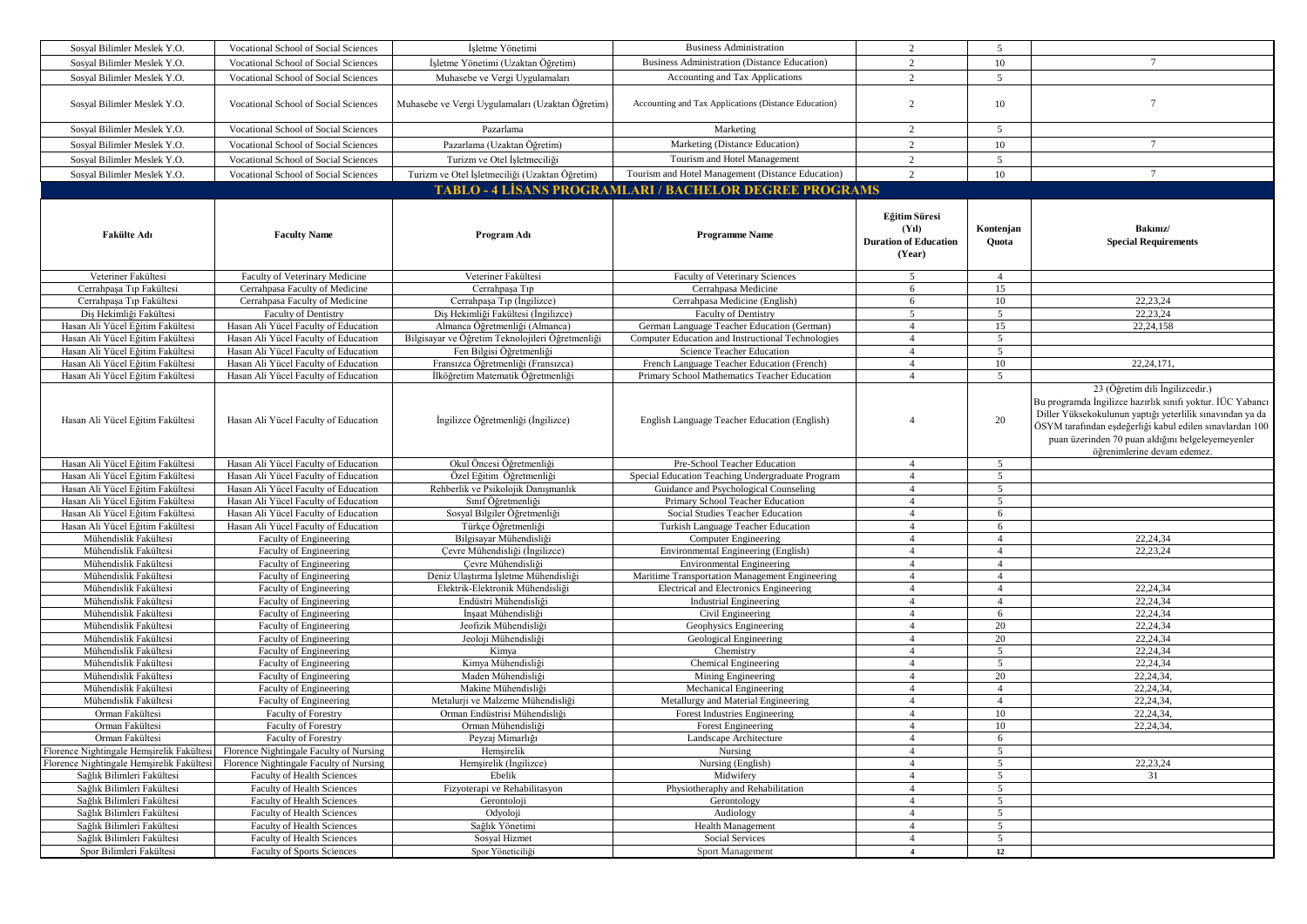| | | | | | | |
|---|---|---|---|---|---|---|
| Sosyal Bilimler Meslek Y.O. | Vocational School of Social Sciences | İşletme Yönetimi | Business Administration | 2 | 5 | |
| Sosyal Bilimler Meslek Y.O. | Vocational School of Social Sciences | İşletme Yönetimi (Uzaktan Öğretim) | Business Administration (Distance Education) | 2 | 10 | 7 |
| Sosyal Bilimler Meslek Y.O. | Vocational School of Social Sciences | Muhasebe ve Vergi Uygulamaları | Accounting and Tax Applications | 2 | 5 | |
| Sosyal Bilimler Meslek Y.O. | Vocational School of Social Sciences | Muhasebe ve Vergi Uygulamaları (Uzaktan Öğretim) | Accounting and Tax Applications (Distance Education) | 2 | 10 | 7 |
| Sosyal Bilimler Meslek Y.O. | Vocational School of Social Sciences | Pazarlama | Marketing | 2 | 5 | |
| Sosyal Bilimler Meslek Y.O. | Vocational School of Social Sciences | Pazarlama (Uzaktan Öğretim) | Marketing (Distance Education) | 2 | 10 | 7 |
| Sosyal Bilimler Meslek Y.O. | Vocational School of Social Sciences | Turizm ve Otel İşletmeciliği | Tourism and Hotel Management | 2 | 5 | |
| Sosyal Bilimler Meslek Y.O. | Vocational School of Social Sciences | Turizm ve Otel İşletmeciliği (Uzaktan Öğretim) | Tourism and Hotel Management (Distance Education) | 2 | 10 | 7 |

## TABLO - 4 LİSANS PROGRAMLARI / BACHELOR DEGREE PROGRAMS

| Fakülte Adı | Faculty Name | Program Adı | Programme Name | Eğitim Süresi (Yıl) Duration of Education (Year) | Kontenjan Quota | Bakınız/ Special Requirements |
|---|---|---|---|---|---|---|
| Veteriner Fakültesi | Faculty of Veterinary Medicine | Veteriner Fakültesi | Faculty of Veterinary Sciences | 5 | 4 | |
| Cerrahpaşa Tıp Fakültesi | Cerrahpasa Faculty of Medicine | Cerrahpaşa Tıp | Cerrahpasa Medicine | 6 | 15 | |
| Cerrahpaşa Tıp Fakültesi | Cerrahpasa Faculty of Medicine | Cerrahpaşa Tıp (İngilizce) | Cerrahpasa Medicine (English) | 6 | 10 | 22,23,24 |
| Diş Hekimliği Fakültesi | Faculty of Dentistry | Diş Hekimliği Fakültesi (İngilizce) | Faculty of Dentistry | 5 | 5 | 22,23,24 |
| Hasan Ali Yücel Eğitim Fakültesi | Hasan Ali Yücel Faculty of Education | Almanca Öğretmenliği (Almanca) | German Language Teacher Education (German) | 4 | 15 | 22,24,158 |
| Hasan Ali Yücel Eğitim Fakültesi | Hasan Ali Yücel Faculty of Education | Bilgisayar ve Öğretim Teknolojileri Öğretmenliği | Computer Education and Instructional Technologies | 4 | 5 | |
| Hasan Ali Yücel Eğitim Fakültesi | Hasan Ali Yücel Faculty of Education | Fen Bilgisi Öğretmenliği | Science Teacher Education | 4 | 5 | |
| Hasan Ali Yücel Eğitim Fakültesi | Hasan Ali Yücel Faculty of Education | Fransızca Öğretmenliği (Fransızca) | French Language Teacher Education (French) | 4 | 10 | 22,24,171, |
| Hasan Ali Yücel Eğitim Fakültesi | Hasan Ali Yücel Faculty of Education | İlköğretim Matematik Öğretmenliği | Primary School Mathematics Teacher Education | 4 | 5 | |
| Hasan Ali Yücel Eğitim Fakültesi | Hasan Ali Yücel Faculty of Education | İngilizce Öğretmenliği (İngilizce) | English Language Teacher Education (English) | 4 | 20 | 23 (Öğretim dili İngilizcedir.) Bu programda İngilizce hazırlık sınıfı yoktur. İÜC Yabancı Diller Yüksekokulunun yaptığı yeterlilik sınavından ya da ÖSYM tarafından eşdeğerliği kabul edilen sınavlardan 100 puan üzerinden 70 puan aldığını belgeleyemeyenler öğrenimlerine devam edemez. |
| Hasan Ali Yücel Eğitim Fakültesi | Hasan Ali Yücel Faculty of Education | Okul Öncesi Öğretmenliği | Pre-School Teacher Education | 4 | 5 | |
| Hasan Ali Yücel Eğitim Fakültesi | Hasan Ali Yücel Faculty of Education | Özel Eğitim Öğretmenliği | Special Education Teaching Undergraduate Program | 4 | 5 | |
| Hasan Ali Yücel Eğitim Fakültesi | Hasan Ali Yücel Faculty of Education | Rehberlik ve Psikolojik Danışmanlık | Guidance and Psychological Counseling | 4 | 5 | |
| Hasan Ali Yücel Eğitim Fakültesi | Hasan Ali Yücel Faculty of Education | Sınıf Öğretmenliği | Primary School Teacher Education | 4 | 5 | |
| Hasan Ali Yücel Eğitim Fakültesi | Hasan Ali Yücel Faculty of Education | Sosyal Bilgiler Öğretmenliği | Social Studies Teacher Education | 4 | 6 | |
| Hasan Ali Yücel Eğitim Fakültesi | Hasan Ali Yücel Faculty of Education | Türkçe Öğretmenliği | Turkish Language Teacher Education | 4 | 6 | |
| Mühendislik Fakültesi | Faculty of Engineering | Bilgisayar Mühendisliği | Computer Engineering | 4 | 4 | 22,24,34 |
| Mühendislik Fakültesi | Faculty of Engineering | Çevre Mühendisliği (İngilizce) | Environmental Engineering (English) | 4 | 4 | 22,23,24 |
| Mühendislik Fakültesi | Faculty of Engineering | Çevre Mühendisliği | Environmental Engineering | 4 | 4 | |
| Mühendislik Fakültesi | Faculty of Engineering | Deniz Ulaştırma İşletme Mühendisliği | Maritime Transportation Management Engineering | 4 | 4 | |
| Mühendislik Fakültesi | Faculty of Engineering | Elektrik-Elektronik Mühendisliği | Electrical and Electronics Engineering | 4 | 4 | 22,24,34 |
| Mühendislik Fakültesi | Faculty of Engineering | Endüstri Mühendisliği | Industrial Engineering | 4 | 4 | 22,24,34 |
| Mühendislik Fakültesi | Faculty of Engineering | İnşaat Mühendisliği | Civil Engineering | 4 | 6 | 22,24,34 |
| Mühendislik Fakültesi | Faculty of Engineering | Jeofizik Mühendisliği | Geophysics Engineering | 4 | 20 | 22,24,34 |
| Mühendislik Fakültesi | Faculty of Engineering | Jeoloji Mühendisliği | Geological Engineering | 4 | 20 | 22,24,34 |
| Mühendislik Fakültesi | Faculty of Engineering | Kimya | Chemistry | 4 | 5 | 22,24,34 |
| Mühendislik Fakültesi | Faculty of Engineering | Kimya Mühendisliği | Chemical Engineering | 4 | 5 | 22,24,34 |
| Mühendislik Fakültesi | Faculty of Engineering | Maden Mühendisliği | Mining Engineering | 4 | 20 | 22,24,34, |
| Mühendislik Fakültesi | Faculty of Engineering | Makine Mühendisliği | Mechanical Engineering | 4 | 4 | 22,24,34, |
| Mühendislik Fakültesi | Faculty of Engineering | Metalurji ve Malzeme Mühendisliği | Metallurgy and Material Engineering | 4 | 4 | 22,24,34, |
| Orman Fakültesi | Faculty of Forestry | Orman Endüstrisi Mühendisliği | Forest Industries Engineering | 4 | 10 | 22,24,34, |
| Orman Fakültesi | Faculty of Forestry | Orman Mühendisliği | Forest Engineering | 4 | 10 | 22,24,34, |
| Orman Fakültesi | Faculty of Forestry | Peyzaj Mimarlığı | Landscape Architecture | 4 | 6 | |
| Florence Nightingale Hemşirelik Fakültesi | Florence Nightingale Faculty of Nursing | Hemşirelik | Nursing | 4 | 5 | |
| Florence Nightingale Hemşirelik Fakültesi | Florence Nightingale Faculty of Nursing | Hemşirelik (İngilizce) | Nursing (English) | 4 | 5 | 22,23,24 |
| Sağlık Bilimleri Fakültesi | Faculty of Health Sciences | Ebelik | Midwifery | 4 | 5 | 31 |
| Sağlık Bilimleri Fakültesi | Faculty of Health Sciences | Fizyoterapi ve Rehabilitasyon | Physiotheraphy and Rehabilitation | 4 | 5 | |
| Sağlık Bilimleri Fakültesi | Faculty of Health Sciences | Gerontoloji | Gerontology | 4 | 5 | |
| Sağlık Bilimleri Fakültesi | Faculty of Health Sciences | Odyoloji | Audiology | 4 | 5 | |
| Sağlık Bilimleri Fakültesi | Faculty of Health Sciences | Sağlık Yönetimi | Health Management | 4 | 5 | |
| Sağlık Bilimleri Fakültesi | Faculty of Health Sciences | Sosyal Hizmet | Social Services | 4 | 5 | |
| Spor Bilimleri Fakültesi | Faculty of Sports Sciences | Spor Yöneticiliği | Sport Management | **4** | **12** | |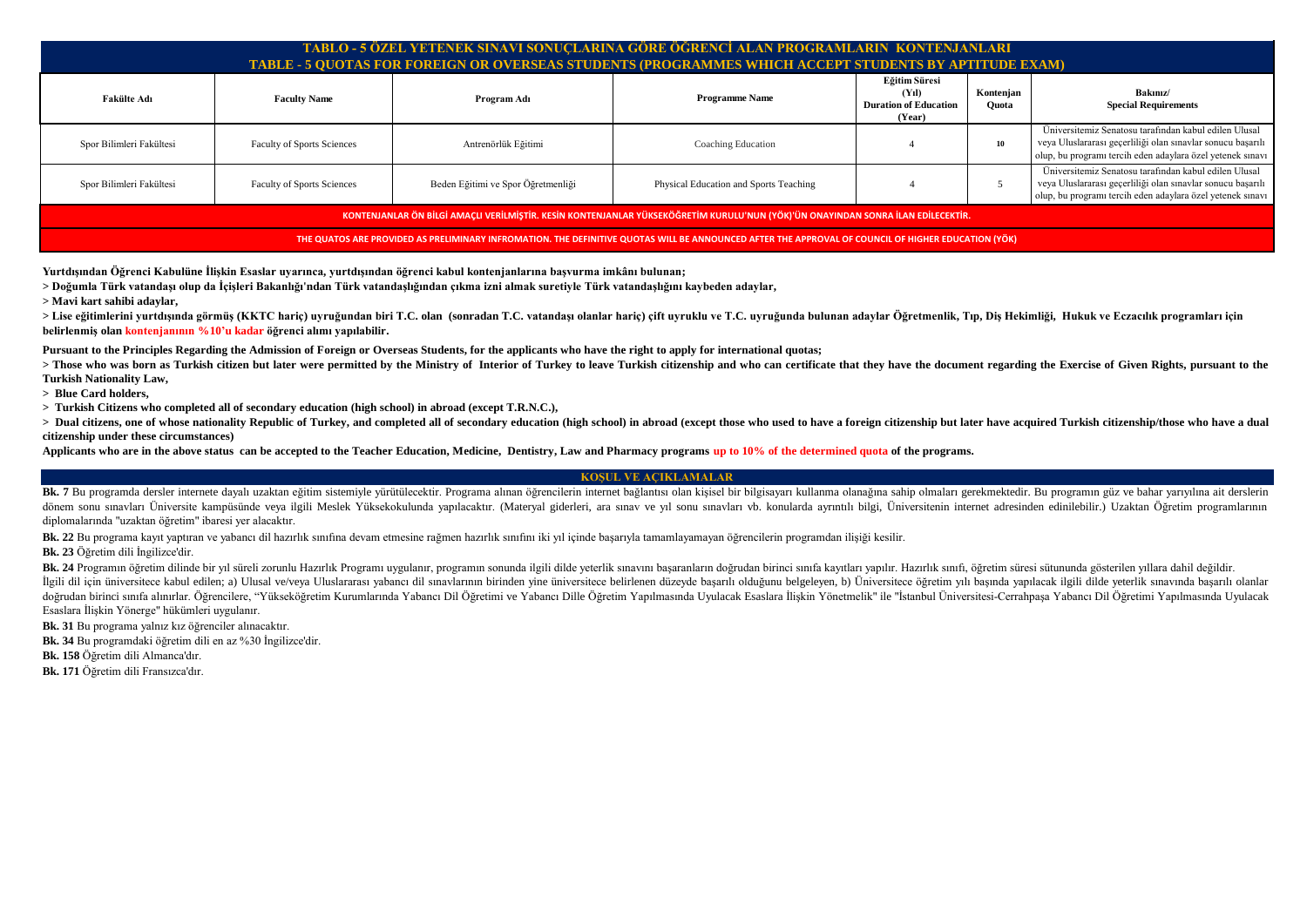## TABLO - 5 ÖZEL YETENEK SINAVI SONUÇLARINA GÖRE ÖĞRENCİ ALAN PROGRAMLARIN KONTENJANLARI
## TABLE - 5 QUOTAS FOR FOREIGN OR OVERSEAS STUDENTS (PROGRAMMES WHICH ACCEPT STUDENTS BY APTITUDE EXAM)

| Fakülte Adı | Faculty Name | Program Adı | Programme Name | Eğitim Süresi (Yıl) Duration of Education (Year) | Kontenjan Quota | Bakınız/ Special Requirements |
|---|---|---|---|---|---|---|
| Spor Bilimleri Fakültesi | Faculty of Sports Sciences | Antrenörlük Eğitimi | Coaching Education | 4 | 10 | Üniversitemiz Senatosu tarafından kabul edilen Ulusal veya Uluslararası geçerliliği olan sınavlar sonucu başarılı olup, bu programı tercih eden adaylara özel yetenek sınavı |
| Spor Bilimleri Fakültesi | Faculty of Sports Sciences | Beden Eğitimi ve Spor Öğretmenliği | Physical Education and Sports Teaching | 4 | 5 | Üniversitemiz Senatosu tarafından kabul edilen Ulusal veya Uluslararası geçerliliği olan sınavlar sonucu başarılı olup, bu programı tercih eden adaylara özel yetenek sınavı |

KONTENJANLAR ÖN BİLGİ AMAÇLI VERİLMİŞTİR. KESİN KONTENJANLAR YÜKSEKÖĞRETİM KURULU'NUN (YÖK)'ÜN ONAYINDAN SONRA İLAN EDİLECEKTİR.

THE QUATOS ARE PROVIDED AS PRELIMINARY INFROMATION. THE DEFINITIVE QUOTAS WILL BE ANNOUNCED AFTER THE APPROVAL OF COUNCIL OF HIGHER EDUCATION (YÖK)

**Yurtdışından Öğrenci Kabulüne İlişkin Esaslar uyarınca, yurtdışından öğrenci kabul kontenjanlarına başvurma imkânı bulunan;**

**> Doğumla Türk vatandaşı olup da İçişleri Bakanlığı'ndan Türk vatandaşlığından çıkma izni almak suretiyle Türk vatandaşlığını kaybeden adaylar,**

**> Mavi kart sahibi adaylar,**

**> Lise eğitimlerini yurtdışında görmüş (KKTC hariç) uyruğundan biri T.C. olan (sonradan T.C. vatandaşı olanlar hariç) çift uyruklu ve T.C. uyruğunda bulunan adaylar Öğretmenlik, Tıp, Diş Hekimliği, Hukuk ve Eczacılık programları için belirlenmiş olan kontenjanının %10'u kadar öğrenci alımı yapılabilir.**

**Pursuant to the Principles Regarding the Admission of Foreign or Overseas Students, for the applicants who have the right to apply for international quotas;**

**> Those who was born as Turkish citizen but later were permitted by the Ministry of Interior of Turkey to leave Turkish citizenship and who can certificate that they have the document regarding the Exercise of Given Rights, pursuant to the Turkish Nationality Law,**

**> Blue Card holders,**

**> Turkish Citizens who completed all of secondary education (high school) in abroad (except T.R.N.C.),**

**> Dual citizens, one of whose nationality Republic of Turkey, and completed all of secondary education (high school) in abroad (except those who used to have a foreign citizenship but later have acquired Turkish citizenship/those who have a dual citizenship under these circumstances)**

**Applicants who are in the above status can be accepted to the Teacher Education, Medicine, Dentistry, Law and Pharmacy programs up to 10% of the determined quota of the programs.**

## KOŞUL VE AÇIKLAMALAR

**Bk. 7** Bu programda dersler internete dayalı uzaktan eğitim sistemiyle yürütülecektir. Programa alınan öğrencilerin internet bağlantısı olan kişisel bir bilgisayarı kullanma olanağına sahip olmaları gerekmektedir. Bu programın güz ve bahar yarıyılına ait derslerin dönem sonu sınavları Üniversite kampüsünde veya ilgili Meslek Yüksekokulunda yapılacaktır. (Materyal giderleri, ara sınav ve yıl sonu sınavları vb. konularda ayrıntılı bilgi, Üniversitenin internet adresinden edinilebilir.) Uzaktan Öğretim programlarının diplomalarında "uzaktan öğretim" ibaresi yer alacaktır.

**Bk. 22** Bu programa kayıt yaptıran ve yabancı dil hazırlık sınıfına devam etmesine rağmen hazırlık sınıfını iki yıl içinde başarıyla tamamlayamayan öğrencilerin programdan ilişiği kesilir.

**Bk. 23** Öğretim dili İngilizce'dir.

**Bk. 24** Programın öğretim dilinde bir yıl süreli zorunlu Hazırlık Programı uygulanır, programın sonunda ilgili dilde yeterlik sınavını başaranların doğrudan birinci sınıfa kayıtları yapılır. Hazırlık sınıfı, öğretim süresi sütununda gösterilen yıllara dahil değildir. İlgili dil için üniversitece kabul edilen; a) Ulusal ve/veya Uluslararası yabancı dil sınavlarının birinden yine üniversitece belirlenen düzeyde başarılı olduğunu belgeleyen, b) Üniversitece öğretim yılı başında yapılacak ilgili dilde yeterlik sınavında başarılı olanlar doğrudan birinci sınıfa alınırlar. Öğrencilere, "Yükseköğretim Kurumlarında Yabancı Dil Öğretimi ve Yabancı Dille Öğretim Yapılmasında Uyulacak Esaslara İlişkin Yönetmelik" ile "İstanbul Üniversitesi-Cerrahpaşa Yabancı Dil Öğretimi Yapılmasında Uyulacak Esaslara İlişkin Yönerge" hükümleri uygulanır.

**Bk. 31** Bu programa yalnız kız öğrenciler alınacaktır.

**Bk. 34** Bu programdaki öğretim dili en az %30 İngilizce'dir.

**Bk. 158** Öğretim dili Almanca'dır.

**Bk. 171** Öğretim dili Fransızca'dır.